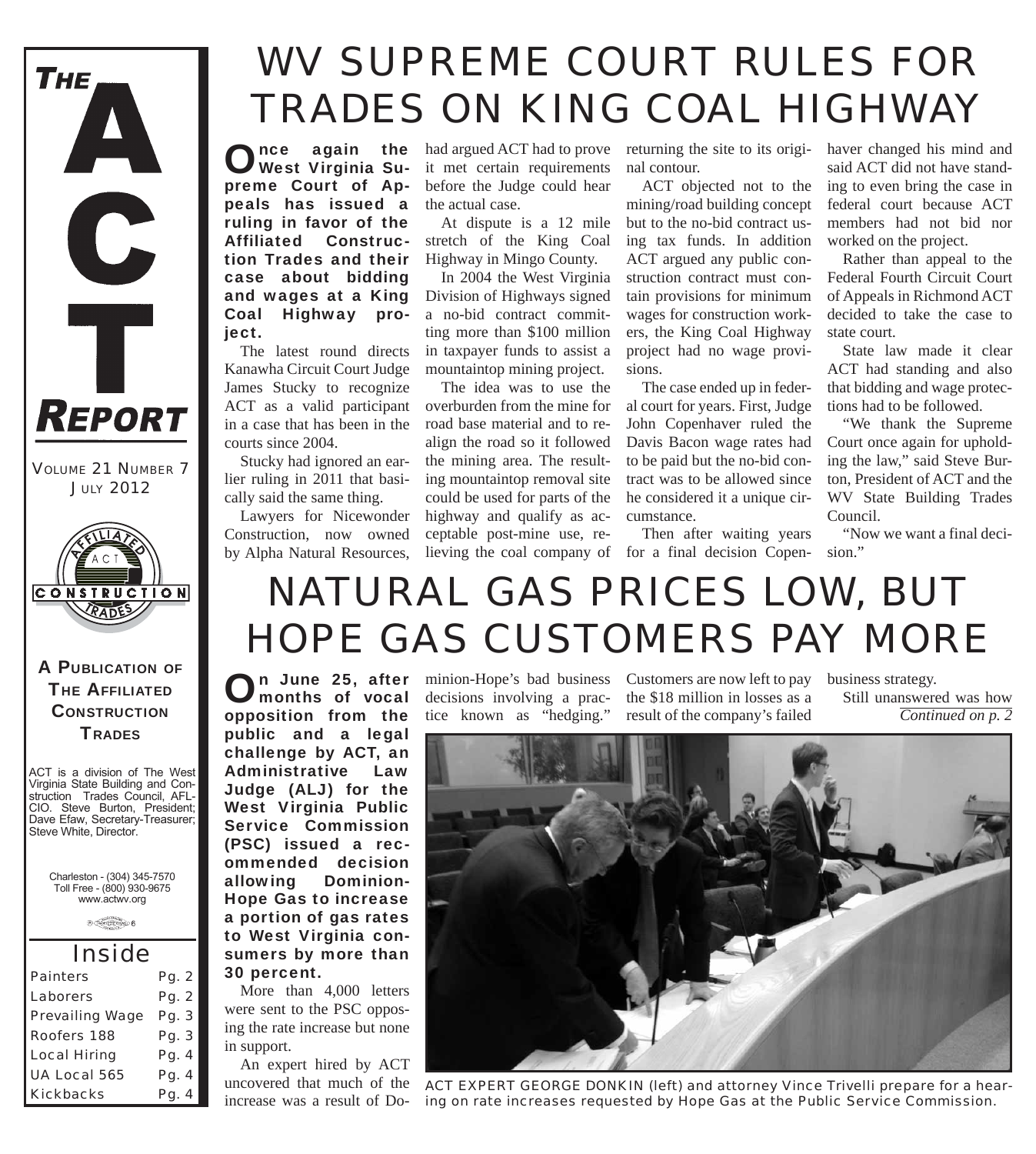# THE ACT REPORT

VOLUME 21 NUMBER 7
JULY 2012

**A PUBLICATION OF THE AFFILIATED CONSTRUCTION TRADES**

ACT is a division of The West Virginia State Building and Construction Trades Council, AFL-CIO. Steve Burton, President; Dave Efaw, Secretary-Treasurer; Steve White, Director.

Charleston - (304) 345-7570
Toll Free - (800) 930-9675
www.actwv.org

## Inside

| | |
|---|---|
| Painters | Pg. 2 |
| Laborers | Pg. 2 |
| Prevailing Wage | Pg. 3 |
| Roofers 188 | Pg. 3 |
| Local Hiring | Pg. 4 |
| UA Local 565 | Pg. 4 |
| Kickbacks | Pg. 4 |

# WV SUPREME COURT RULES FOR TRADES ON KING COAL HIGHWAY

**Once again the West Virginia Supreme Court of Appeals has issued a ruling in favor of the Affiliated Construction Trades and their case about bidding and wages at a King Coal Highway project.**

The latest round directs Kanawha Circuit Court Judge James Stucky to recognize ACT as a valid participant in a case that has been in the courts since 2004.

Stucky had ignored an earlier ruling in 2011 that basically said the same thing.

Lawyers for Nicewonder Construction, now owned by Alpha Natural Resources, had argued ACT had to prove it met certain requirements before the Judge could hear the actual case.

At dispute is a 12 mile stretch of the King Coal Highway in Mingo County.

In 2004 the West Virginia Division of Highways signed a no-bid contract committing more than $100 million in taxpayer funds to assist a mountaintop mining project.

The idea was to use the overburden from the mine for road base material and to realign the road so it followed the mining area. The resulting mountaintop removal site could be used for parts of the highway and qualify as acceptable post-mine use, relieving the coal company of returning the site to its original contour.

ACT objected not to the mining/road building concept but to the no-bid contract using tax funds. In addition ACT argued any public construction contract must contain provisions for minimum wages for construction workers, the King Coal Highway project had no wage provisions.

The case ended up in federal court for years. First, Judge John Copenhaver ruled the Davis Bacon wage rates had to be paid but the no-bid contract was to be allowed since he considered it a unique circumstance.

Then after waiting years for a final decision Copenhaver changed his mind and said ACT did not have standing to even bring the case in federal court because ACT members had not bid nor worked on the project.

Rather than appeal to the Federal Fourth Circuit Court of Appeals in Richmond ACT decided to take the case to state court.

State law made it clear ACT had standing and also that bidding and wage protections had to be followed.

"We thank the Supreme Court once again for upholding the law," said Steve Burton, President of ACT and the WV State Building Trades Council.

"Now we want a final decision."

# NATURAL GAS PRICES LOW, BUT HOPE GAS CUSTOMERS PAY MORE

**On June 25, after months of vocal opposition from the public and a legal challenge by ACT, an Administrative Law Judge (ALJ) for the West Virginia Public Service Commission (PSC) issued a recommended decision allowing Dominion-Hope Gas to increase a portion of gas rates to West Virginia consumers by more than 30 percent.**

More than 4,000 letters were sent to the PSC opposing the rate increase but none in support.

An expert hired by ACT uncovered that much of the increase was a result of Dominion-Hope's bad business decisions involving a practice known as "hedging." Customers are now left to pay the $18 million in losses as a result of the company's failed business strategy.

Still unanswered was how

*Continued on p. 2*

ACT EXPERT GEORGE DONKIN (left) and attorney Vince Trivelli prepare for a hearing on rate increases requested by Hope Gas at the Public Service Commission.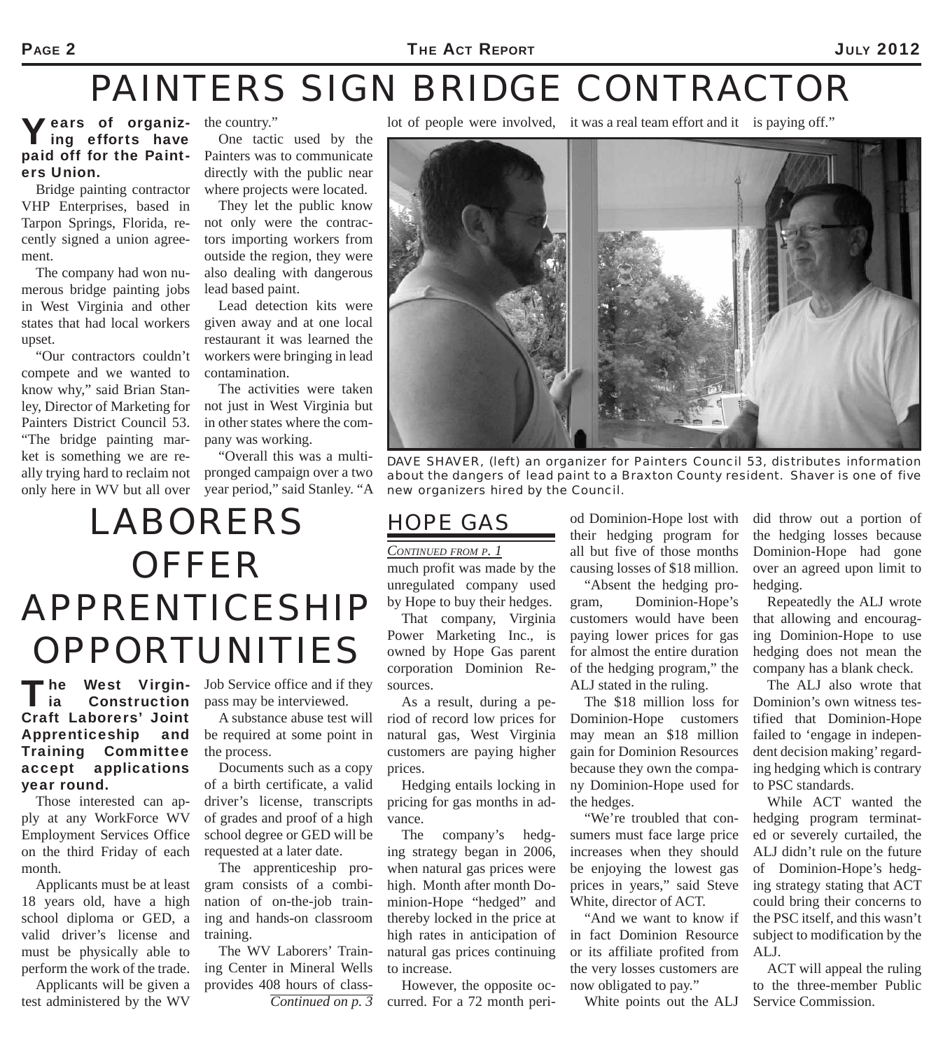# PAINTERS SIGN BRIDGE CONTRACTOR

**Years of organizing efforts have paid off for the Painters Union.**

Bridge painting contractor VHP Enterprises, based in Tarpon Springs, Florida, recently signed a union agreement.

The company had won numerous bridge painting jobs in West Virginia and other states that had local workers upset.

"Our contractors couldn't compete and we wanted to know why," said Brian Stanley, Director of Marketing for Painters District Council 53. "The bridge painting market is something we are really trying hard to reclaim not only here in WV but all over the country."

One tactic used by the Painters was to communicate directly with the public near where projects were located.

They let the public know not only were the contractors importing workers from outside the region, they were also dealing with dangerous lead based paint.

Lead detection kits were given away and at one local restaurant it was learned the workers were bringing in lead contamination.

The activities were taken not just in West Virginia but in other states where the company was working.

"Overall this was a multi-pronged campaign over a two year period," said Stanley. "A lot of people were involved, it was a real team effort and it is paying off."

DAVE SHAVER, (left) an organizer for Painters Council 53, distributes information about the dangers of lead paint to a Braxton County resident. Shaver is one of five new organizers hired by the Council.

# LABORERS OFFER APPRENTICESHIP OPPORTUNITIES

**The West Virginia Construction Craft Laborers' Joint Apprenticeship and Training Committee accept applications year round.**

Those interested can apply at any WorkForce WV Employment Services Office on the third Friday of each month.

Applicants must be at least 18 years old, have a high school diploma or GED, a valid driver's license and must be physically able to perform the work of the trade.

Applicants will be given a test administered by the WV Job Service office and if they pass may be interviewed.

A substance abuse test will be required at some point in the process.

Documents such as a copy of a birth certificate, a valid driver's license, transcripts of grades and proof of a high school degree or GED will be requested at a later date.

The apprenticeship program consists of a combination of on-the-job training and hands-on classroom training.

The WV Laborers' Training Center in Mineral Wells provides 408 hours of class-

*Continued on p. 3*

## HOPE GAS

*CONTINUED FROM P. 1*

much profit was made by the unregulated company used by Hope to buy their hedges.

That company, Virginia Power Marketing Inc., is owned by Hope Gas parent corporation Dominion Resources.

As a result, during a period of record low prices for natural gas, West Virginia customers are paying higher prices.

Hedging entails locking in pricing for gas months in advance.

The company's hedging strategy began in 2006, when natural gas prices were high. Month after month Dominion-Hope "hedged" and thereby locked in the price at high rates in anticipation of natural gas prices continuing to increase.

However, the opposite occurred. For a 72 month period Dominion-Hope lost with their hedging program for all but five of those months causing losses of $18 million.

"Absent the hedging program, Dominion-Hope's customers would have been paying lower prices for gas for almost the entire duration of the hedging program," the ALJ stated in the ruling.

The $18 million loss for Dominion-Hope customers may mean an $18 million gain for Dominion Resources because they own the company Dominion-Hope used for the hedges.

"We're troubled that consumers must face large price increases when they should be enjoying the lowest gas prices in years," said Steve White, director of ACT.

"And we want to know if in fact Dominion Resource or its affiliate profited from the very losses customers are now obligated to pay."

White points out the ALJ did throw out a portion of the hedging losses because Dominion-Hope had gone over an agreed upon limit to hedging.

Repeatedly the ALJ wrote that allowing and encouraging Dominion-Hope to use hedging does not mean the company has a blank check.

The ALJ also wrote that Dominion's own witness testified that Dominion-Hope failed to 'engage in independent decision making' regarding hedging which is contrary to PSC standards.

While ACT wanted the hedging program terminated or severely curtailed, the ALJ didn't rule on the future of Dominion-Hope's hedging strategy stating that ACT could bring their concerns to the PSC itself, and this wasn't subject to modification by the ALJ.

ACT will appeal the ruling to the three-member Public Service Commission.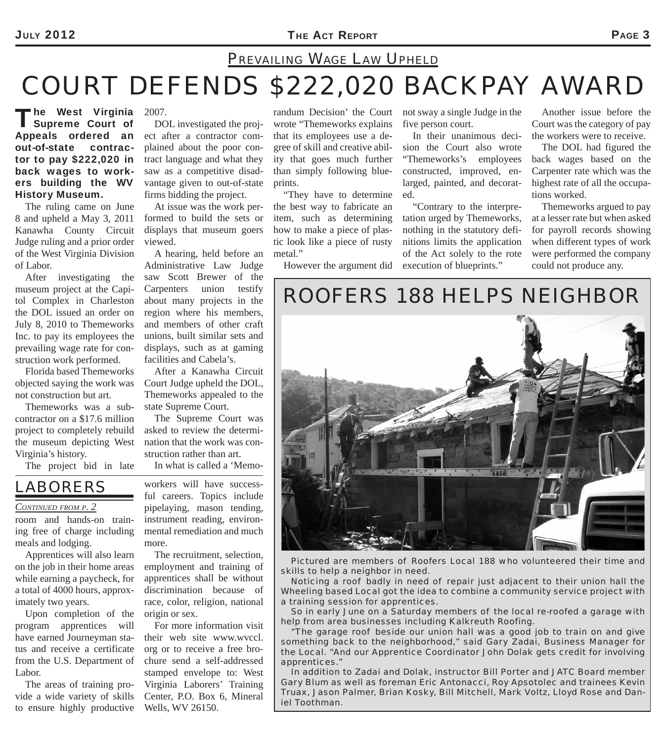## PREVAILING WAGE LAW UPHELD

# COURT DEFENDS $222,020 BACKPAY AWARD

**The West Virginia Supreme Court of Appeals ordered an out-of-state contractor to pay $222,020 in back wages to workers building the WV History Museum.**

The ruling came on June 8 and upheld a May 3, 2011 Kanawha County Circuit Judge ruling and a prior order of the West Virginia Division of Labor.

After investigating the museum project at the Capitol Complex in Charleston the DOL issued an order on July 8, 2010 to Themeworks Inc. to pay its employees the prevailing wage rate for construction work performed.

Florida based Themeworks objected saying the work was not construction but art.

Themeworks was a subcontractor on a $17.6 million project to completely rebuild the museum depicting West Virginia's history.

The project bid in late 2007.

DOL investigated the project after a contractor complained about the poor contract language and what they saw as a competitive disadvantage given to out-of-state firms bidding the project.

At issue was the work performed to build the sets or displays that museum goers viewed.

A hearing, held before an Administrative Law Judge saw Scott Brewer of the Carpenters union testify about many projects in the region where his members, and members of other craft unions, built similar sets and displays, such as at gaming facilities and Cabela's.

After a Kanawha Circuit Court Judge upheld the DOL, Themeworks appealed to the state Supreme Court.

The Supreme Court was asked to review the determination that the work was construction rather than art.

In what is called a 'Memorandum Decision' the Court wrote "Themeworks explains that its employees use a degree of skill and creative ability that goes much further than simply following blueprints.

"They have to determine the best way to fabricate an item, such as determining how to make a piece of plastic look like a piece of rusty metal."

However the argument did not sway a single Judge in the five person court.

In their unanimous decision the Court also wrote "Themeworks's employees constructed, improved, enlarged, painted, and decorated.

"Contrary to the interpretation urged by Themeworks, nothing in the statutory definitions limits the application of the Act solely to the rote execution of blueprints."

Another issue before the Court was the category of pay the workers were to receive.

The DOL had figured the back wages based on the Carpenter rate which was the highest rate of all the occupations worked.

Themeworks argued to pay at a lesser rate but when asked for payroll records showing when different types of work were performed the company could not produce any.

## LABORERS

*CONTINUED FROM P. 2*

room and hands-on training free of charge including meals and lodging.

Apprentices will also learn on the job in their home areas while earning a paycheck, for a total of 4000 hours, approximately two years.

Upon completion of the program apprentices will have earned Journeyman status and receive a certificate from the U.S. Department of Labor.

The areas of training provide a wide variety of skills to ensure highly productive workers will have successful careers. Topics include pipelaying, mason tending, instrument reading, environmental remediation and much more.

The recruitment, selection, employment and training of apprentices shall be without discrimination because of race, color, religion, national origin or sex.

For more information visit their web site www.wvccl.org or to receive a free brochure send a self-addressed stamped envelope to: West Virginia Laborers' Training Center, P.O. Box 6, Mineral Wells, WV 26150.

## ROOFERS 188 HELPS NEIGHBOR

Pictured are members of Roofers Local 188 who volunteered their time and skills to help a neighbor in need.

Noticing a roof badly in need of repair just adjacent to their union hall the Wheeling based Local got the idea to combine a community service project with a training session for apprentices.

So in early June on a Saturday members of the local re-roofed a garage with help from area businesses including Kalkreuth Roofing.

"The garage roof beside our union hall was a good job to train on and give something back to the neighborhood," said Gary Zadai, Business Manager for the Local. "And our Apprentice Coordinator John Dolak gets credit for involving apprentices."

In addition to Zadai and Dolak, instructor Bill Porter and JATC Board member Gary Blum as well as foreman Eric Antonacci, Roy Apsotolec and trainees Kevin Truax, Jason Palmer, Brian Kosky, Bill Mitchell, Mark Voltz, Lloyd Rose and Daniel Toothman.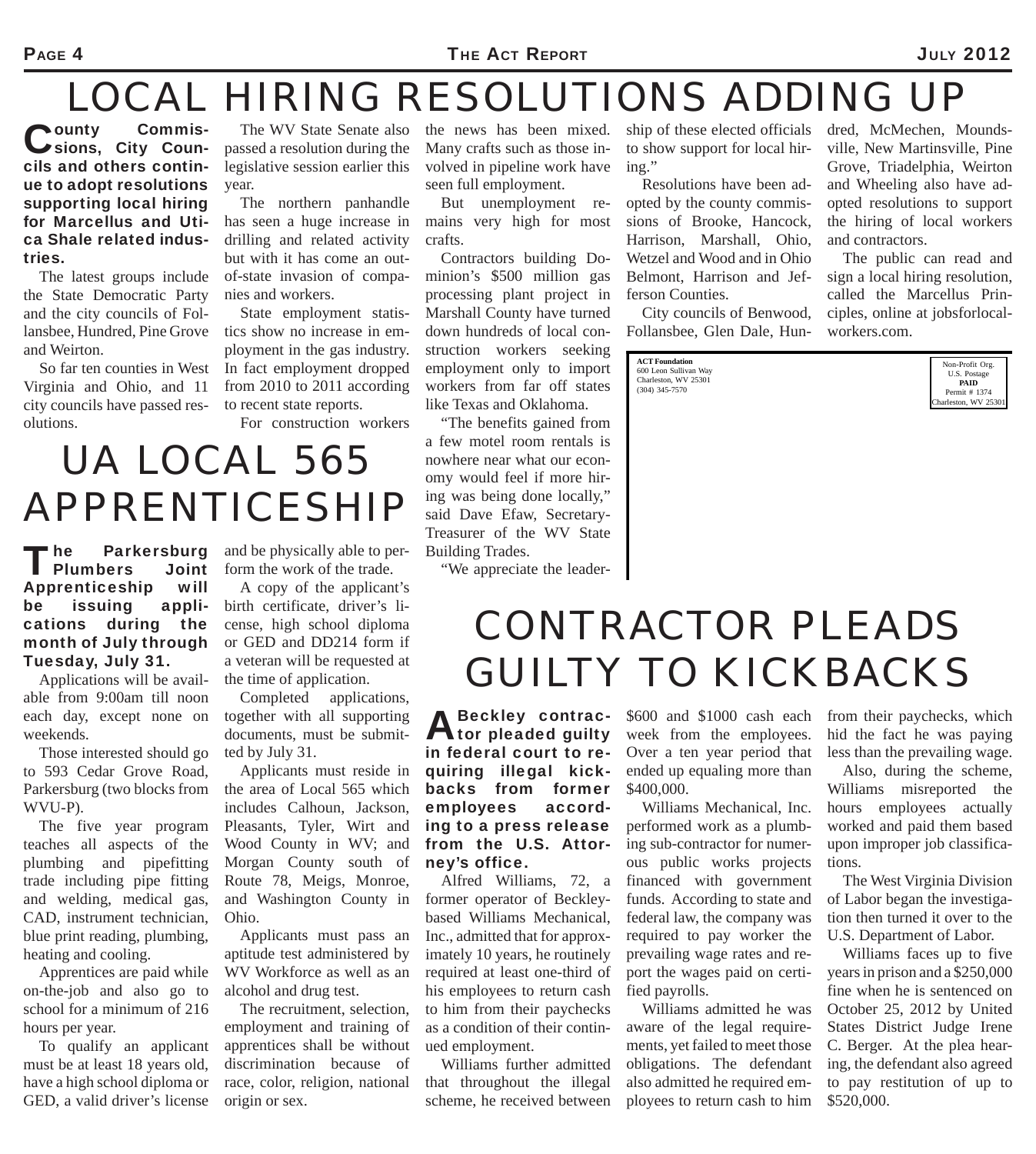# LOCAL HIRING RESOLUTIONS ADDING UP

**County Commissions, City Councils and others continue to adopt resolutions supporting local hiring for Marcellus and Utica Shale related industries.**

The latest groups include the State Democratic Party and the city councils of Follansbee, Hundred, Pine Grove and Weirton.

So far ten counties in West Virginia and Ohio, and 11 city councils have passed resolutions.

The WV State Senate also passed a resolution during the legislative session earlier this year.

The northern panhandle has seen a huge increase in drilling and related activity but with it has come an out-of-state invasion of companies and workers.

State employment statistics show no increase in employment in the gas industry. In fact employment dropped from 2010 to 2011 according to recent state reports.

For construction workers the news has been mixed. Many crafts such as those involved in pipeline work have seen full employment.

But unemployment remains very high for most crafts.

Contractors building Dominion's $500 million gas processing plant project in Marshall County have turned down hundreds of local construction workers seeking employment only to import workers from far off states like Texas and Oklahoma.

"The benefits gained from a few motel room rentals is nowhere near what our economy would feel if more hiring was being done locally," said Dave Efaw, Secretary-Treasurer of the WV State Building Trades.

"We appreciate the leadership of these elected officials to show support for local hiring."

Resolutions have been adopted by the county commissions of Brooke, Hancock, Harrison, Marshall, Ohio, Wetzel and Wood and in Ohio Belmont, Harrison and Jefferson Counties.

City councils of Benwood, Follansbee, Glen Dale, Hundred, McMechen, Moundsville, New Martinsville, Pine Grove, Triadelphia, Weirton and Wheeling also have adopted resolutions to support the hiring of local workers and contractors.

The public can read and sign a local hiring resolution, called the Marcellus Principles, online at jobsforlocalworkers.com.

**ACT Foundation**
600 Leon Sullivan Way
Charleston, WV 25301
(304) 345-7570

Non-Profit Org.
U.S. Postage
**PAID**
Permit # 1374
Charleston, WV 25301

# UA LOCAL 565 APPRENTICESHIP

**The Parkersburg Plumbers Joint Apprenticeship will be issuing applications during the month of July through Tuesday, July 31.**

Applications will be available from 9:00am till noon each day, except none on weekends.

Those interested should go to 593 Cedar Grove Road, Parkersburg (two blocks from WVU-P).

The five year program teaches all aspects of the plumbing and pipefitting trade including pipe fitting and welding, medical gas, CAD, instrument technician, blue print reading, plumbing, heating and cooling.

Apprentices are paid while on-the-job and also go to school for a minimum of 216 hours per year.

To qualify an applicant must be at least 18 years old, have a high school diploma or GED, a valid driver's license and be physically able to perform the work of the trade.

A copy of the applicant's birth certificate, driver's license, high school diploma or GED and DD214 form if a veteran will be requested at the time of application.

Completed applications, together with all supporting documents, must be submitted by July 31.

Applicants must reside in the area of Local 565 which includes Calhoun, Jackson, Pleasants, Tyler, Wirt and Wood County in WV; and Morgan County south of Route 78, Meigs, Monroe, and Washington County in Ohio.

Applicants must pass an aptitude test administered by WV Workforce as well as an alcohol and drug test.

The recruitment, selection, employment and training of apprentices shall be without discrimination because of race, color, religion, national origin or sex.

# CONTRACTOR PLEADS GUILTY TO KICKBACKS

**A Beckley contractor pleaded guilty in federal court to requiring illegal kickbacks from former employees according to a press release from the U.S. Attorney's office.**

Alfred Williams, 72, a former operator of Beckley-based Williams Mechanical, Inc., admitted that for approximately 10 years, he routinely required at least one-third of his employees to return cash to him from their paychecks as a condition of their continued employment.

Williams further admitted that throughout the illegal scheme, he received between $600 and $1000 cash each week from the employees. Over a ten year period that ended up equaling more than $400,000.

Williams Mechanical, Inc. performed work as a plumbing sub-contractor for numerous public works projects financed with government funds. According to state and federal law, the company was required to pay worker the prevailing wage rates and report the wages paid on certified payrolls.

Williams admitted he was aware of the legal requirements, yet failed to meet those obligations. The defendant also admitted he required employees to return cash to him from their paychecks, which hid the fact he was paying less than the prevailing wage.

Also, during the scheme, Williams misreported the hours employees actually worked and paid them based upon improper job classifications.

The West Virginia Division of Labor began the investigation then turned it over to the U.S. Department of Labor.

Williams faces up to five years in prison and a $250,000 fine when he is sentenced on October 25, 2012 by United States District Judge Irene C. Berger. At the plea hearing, the defendant also agreed to pay restitution of up to $520,000.